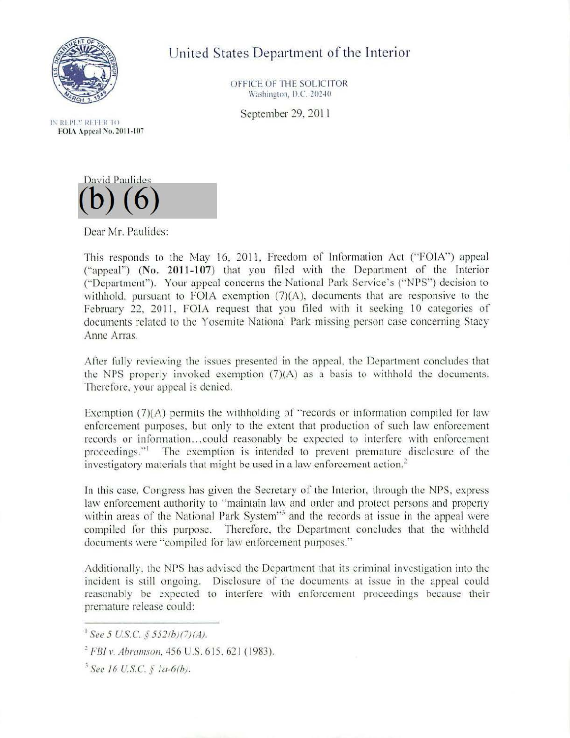# United States Department of the Interior

OFFICE OF THE SOLICITOR
Washington, D.C. 20240

September 29, 2011

IN REPLY REFER TO
**FOIA Appeal No. 2011-107**

David Paulides
(b) (6)

Dear Mr. Paulides:

This responds to the May 16, 2011, Freedom of Information Act ("FOIA") appeal ("appeal") (**No. 2011-107**) that you filed with the Department of the Interior ("Department"). Your appeal concerns the National Park Service's ("NPS") decision to withhold, pursuant to FOIA exemption (7)(A), documents that are responsive to the February 22, 2011, FOIA request that you filed with it seeking 10 categories of documents related to the Yosemite National Park missing person case concerning Stacy Anne Arras.

After fully reviewing the issues presented in the appeal, the Department concludes that the NPS properly invoked exemption (7)(A) as a basis to withhold the documents. Therefore, your appeal is denied.

Exemption (7)(A) permits the withholding of "records or information compiled for law enforcement purposes, but only to the extent that production of such law enforcement records or information...could reasonably be expected to interfere with enforcement proceedings."[1] The exemption is intended to prevent premature disclosure of the investigatory materials that might be used in a law enforcement action.[2]

In this case, Congress has given the Secretary of the Interior, through the NPS, express law enforcement authority to "maintain law and order and protect persons and property within areas of the National Park System"[3] and the records at issue in the appeal were compiled for this purpose. Therefore, the Department concludes that the withheld documents were "compiled for law enforcement purposes."

Additionally, the NPS has advised the Department that its criminal investigation into the incident is still ongoing. Disclosure of the documents at issue in the appeal could reasonably be expected to interfere with enforcement proceedings because their premature release could:

---

[1] *See 5 U.S.C. § 552(b)(7)(A).*

[2] *FBI v. Abramson*, 456 U.S. 615, 621 (1983).

[3] *See 16 U.S.C. § 1a-6(b).*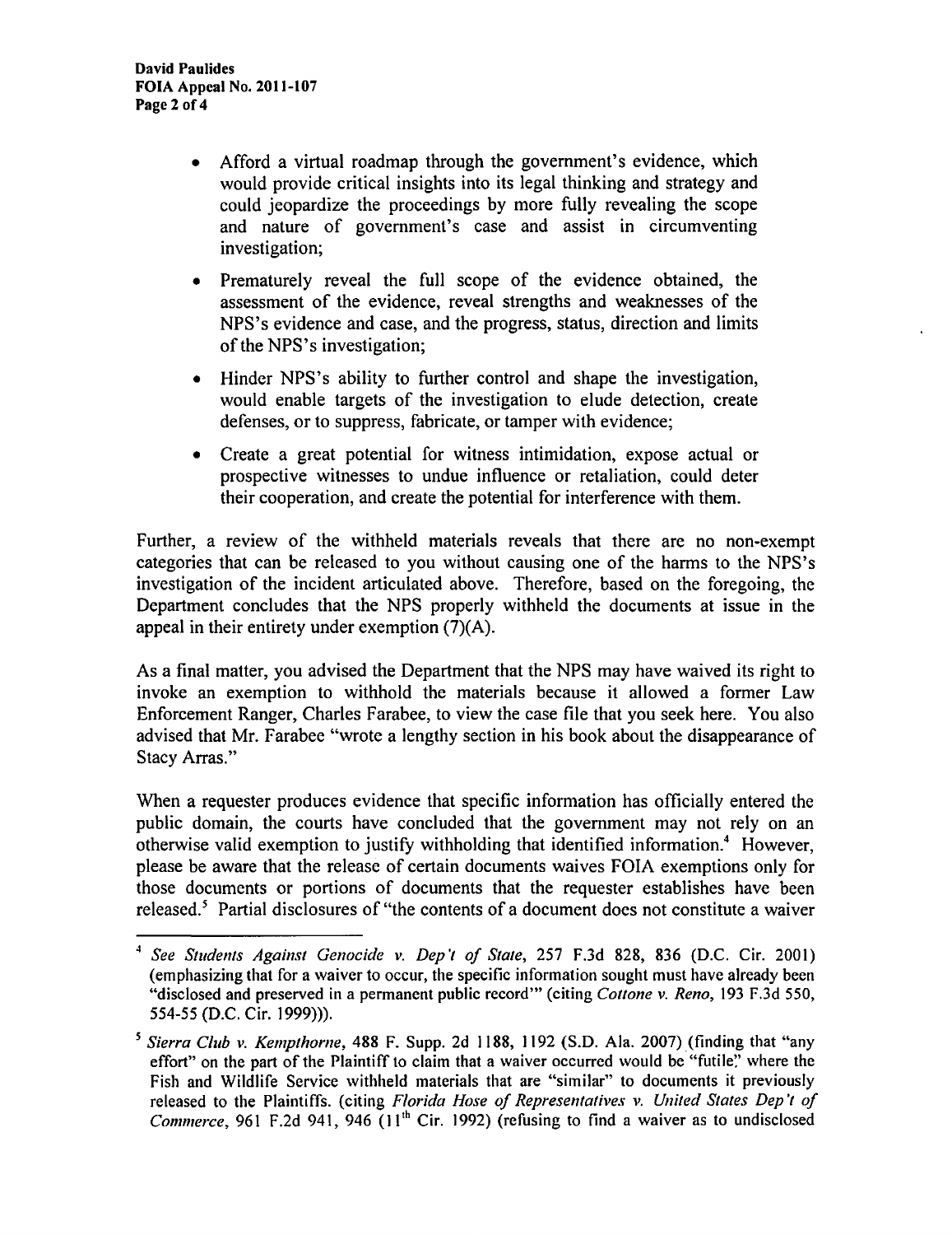- Afford a virtual roadmap through the government's evidence, which would provide critical insights into its legal thinking and strategy and could jeopardize the proceedings by more fully revealing the scope and nature of government's case and assist in circumventing investigation;
- Prematurely reveal the full scope of the evidence obtained, the assessment of the evidence, reveal strengths and weaknesses of the NPS's evidence and case, and the progress, status, direction and limits of the NPS's investigation;
- Hinder NPS's ability to further control and shape the investigation, would enable targets of the investigation to elude detection, create defenses, or to suppress, fabricate, or tamper with evidence;
- Create a great potential for witness intimidation, expose actual or prospective witnesses to undue influence or retaliation, could deter their cooperation, and create the potential for interference with them.

Further, a review of the withheld materials reveals that there are no non-exempt categories that can be released to you without causing one of the harms to the NPS's investigation of the incident articulated above. Therefore, based on the foregoing, the Department concludes that the NPS properly withheld the documents at issue in the appeal in their entirety under exemption (7)(A).

As a final matter, you advised the Department that the NPS may have waived its right to invoke an exemption to withhold the materials because it allowed a former Law Enforcement Ranger, Charles Farabee, to view the case file that you seek here. You also advised that Mr. Farabee "wrote a lengthy section in his book about the disappearance of Stacy Arras."

When a requester produces evidence that specific information has officially entered the public domain, the courts have concluded that the government may not rely on an otherwise valid exemption to justify withholding that identified information.[4] However, please be aware that the release of certain documents waives FOIA exemptions only for those documents or portions of documents that the requester establishes have been released.[5] Partial disclosures of "the contents of a document does not constitute a waiver

---

[4] *See Students Against Genocide v. Dep't of State*, 257 F.3d 828, 836 (D.C. Cir. 2001) (emphasizing that for a waiver to occur, the specific information sought must have already been "disclosed and preserved in a permanent public record'" (citing *Cottone v. Reno*, 193 F.3d 550, 554-55 (D.C. Cir. 1999))).

[5] *Sierra Club v. Kempthorne*, 488 F. Supp. 2d 1188, 1192 (S.D. Ala. 2007) (finding that "any effort" on the part of the Plaintiff to claim that a waiver occurred would be "futile" where the Fish and Wildlife Service withheld materials that are "similar" to documents it previously released to the Plaintiffs. (citing *Florida Hose of Representatives v. United States Dep't of Commerce*, 961 F.2d 941, 946 (11th Cir. 1992) (refusing to find a waiver as to undisclosed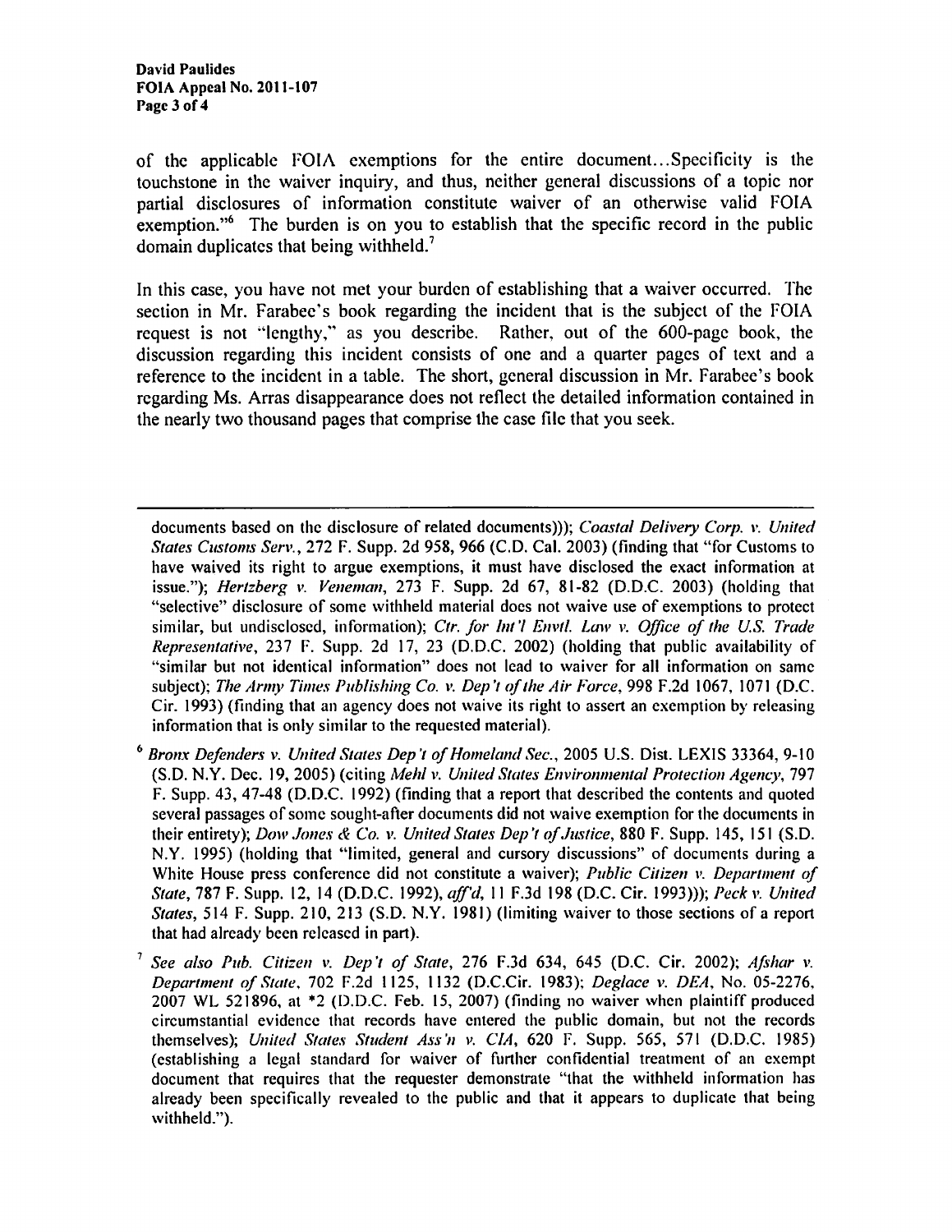of the applicable FOIA exemptions for the entire document...Specificity is the touchstone in the waiver inquiry, and thus, neither general discussions of a topic nor partial disclosures of information constitute waiver of an otherwise valid FOIA exemption."[6] The burden is on you to establish that the specific record in the public domain duplicates that being withheld.[7]

In this case, you have not met your burden of establishing that a waiver occurred. The section in Mr. Farabee's book regarding the incident that is the subject of the FOIA request is not "lengthy," as you describe. Rather, out of the 600-page book, the discussion regarding this incident consists of one and a quarter pages of text and a reference to the incident in a table. The short, general discussion in Mr. Farabee's book regarding Ms. Arras disappearance does not reflect the detailed information contained in the nearly two thousand pages that comprise the case file that you seek.

---

documents based on the disclosure of related documents))); *Coastal Delivery Corp. v. United States Customs Serv.*, 272 F. Supp. 2d 958, 966 (C.D. Cal. 2003) (finding that "for Customs to have waived its right to argue exemptions, it must have disclosed the exact information at issue."); *Hertzberg v. Veneman*, 273 F. Supp. 2d 67, 81-82 (D.D.C. 2003) (holding that "selective" disclosure of some withheld material does not waive use of exemptions to protect similar, but undisclosed, information); *Ctr. for Int'l Envtl. Law v. Office of the U.S. Trade Representative*, 237 F. Supp. 2d 17, 23 (D.D.C. 2002) (holding that public availability of "similar but not identical information" does not lead to waiver for all information on same subject); *The Army Times Publishing Co. v. Dep't of the Air Force*, 998 F.2d 1067, 1071 (D.C. Cir. 1993) (finding that an agency does not waive its right to assert an exemption by releasing information that is only similar to the requested material).

[6] *Bronx Defenders v. United States Dep't of Homeland Sec.*, 2005 U.S. Dist. LEXIS 33364, 9-10 (S.D. N.Y. Dec. 19, 2005) (citing *Mehl v. United States Environmental Protection Agency*, 797 F. Supp. 43, 47-48 (D.D.C. 1992) (finding that a report that described the contents and quoted several passages of some sought-after documents did not waive exemption for the documents in their entirety); *Dow Jones & Co. v. United States Dep't of Justice*, 880 F. Supp. 145, 151 (S.D. N.Y. 1995) (holding that "limited, general and cursory discussions" of documents during a White House press conference did not constitute a waiver); *Public Citizen v. Department of State*, 787 F. Supp. 12, 14 (D.D.C. 1992), *aff'd*, 11 F.3d 198 (D.C. Cir. 1993))); *Peck v. United States*, 514 F. Supp. 210, 213 (S.D. N.Y. 1981) (limiting waiver to those sections of a report that had already been released in part).

[7] *See also Pub. Citizen v. Dep't of State*, 276 F.3d 634, 645 (D.C. Cir. 2002); *Afshar v. Department of State*, 702 F.2d 1125, 1132 (D.C.Cir. 1983); *Deglace v. DEA*, No. 05-2276, 2007 WL 521896, at *2 (D.D.C. Feb. 15, 2007) (finding no waiver when plaintiff produced circumstantial evidence that records have entered the public domain, but not the records themselves); *United States Student Ass'n v. CIA*, 620 F. Supp. 565, 571 (D.D.C. 1985) (establishing a legal standard for waiver of further confidential treatment of an exempt document that requires that the requester demonstrate "that the withheld information has already been specifically revealed to the public and that it appears to duplicate that being withheld.").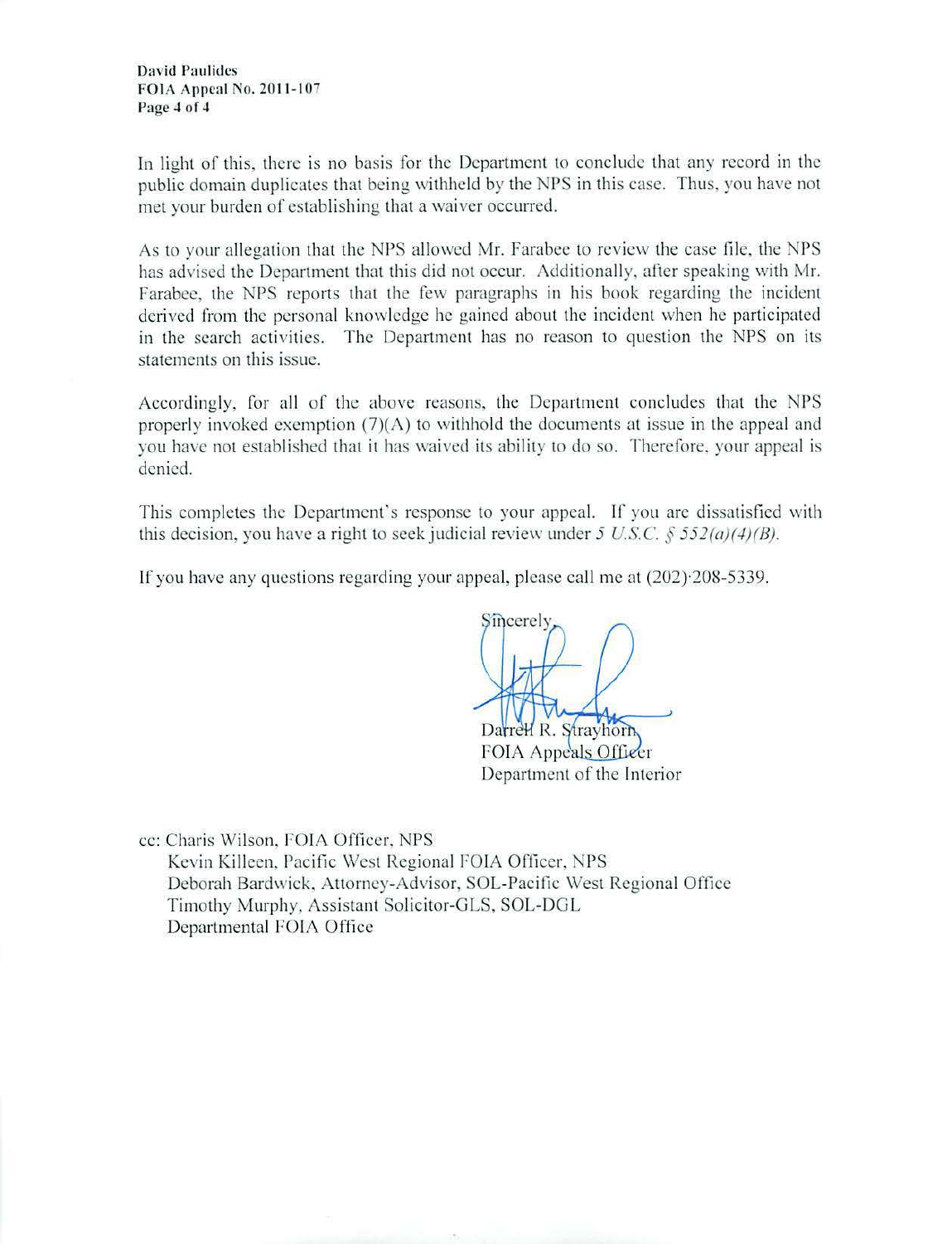In light of this, there is no basis for the Department to conclude that any record in the public domain duplicates that being withheld by the NPS in this case. Thus, you have not met your burden of establishing that a waiver occurred.

As to your allegation that the NPS allowed Mr. Farabee to review the case file, the NPS has advised the Department that this did not occur. Additionally, after speaking with Mr. Farabee, the NPS reports that the few paragraphs in his book regarding the incident derived from the personal knowledge he gained about the incident when he participated in the search activities. The Department has no reason to question the NPS on its statements on this issue.

Accordingly, for all of the above reasons, the Department concludes that the NPS properly invoked exemption (7)(A) to withhold the documents at issue in the appeal and you have not established that it has waived its ability to do so. Therefore, your appeal is denied.

This completes the Department's response to your appeal. If you are dissatisfied with this decision, you have a right to seek judicial review under *5 U.S.C. § 552(a)(4)(B)*.

If you have any questions regarding your appeal, please call me at (202) 208-5339.

Sincerely,

Darrell R. Strayhorn
FOIA Appeals Officer
Department of the Interior

cc: Charis Wilson, FOIA Officer, NPS
Kevin Killeen, Pacific West Regional FOIA Officer, NPS
Deborah Bardwick, Attorney-Advisor, SOL-Pacific West Regional Office
Timothy Murphy, Assistant Solicitor-GLS, SOL-DGL
Departmental FOIA Office